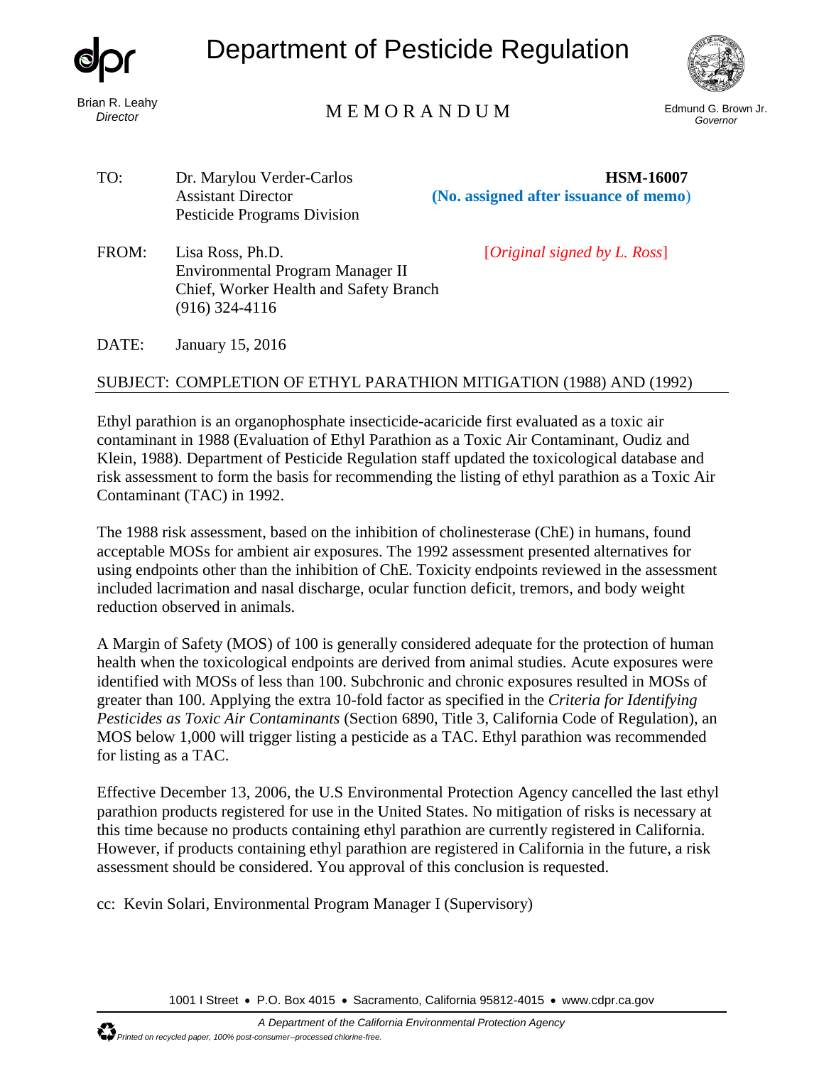# Department of Pesticide Regulation

Brian R. Leahy
*Director*

## M E M O R A N D U M

Edmund G. Brown Jr.
*Governor*

| | | |
|---|---|---|
| TO: | Dr. Marylou Verder-Carlos<br>Assistant Director<br>Pesticide Programs Division | **HSM-16007**<br>**(No. assigned after issuance of memo)** |
| FROM: | Lisa Ross, Ph.D.<br>Environmental Program Manager II<br>Chief, Worker Health and Safety Branch<br>(916) 324-4116 | [*Original signed by L. Ross*] |
| DATE: | January 15, 2016 | |

SUBJECT: COMPLETION OF ETHYL PARATHION MITIGATION (1988) AND (1992)

Ethyl parathion is an organophosphate insecticide-acaricide first evaluated as a toxic air contaminant in 1988 (Evaluation of Ethyl Parathion as a Toxic Air Contaminant, Oudiz and Klein, 1988). Department of Pesticide Regulation staff updated the toxicological database and risk assessment to form the basis for recommending the listing of ethyl parathion as a Toxic Air Contaminant (TAC) in 1992.

The 1988 risk assessment, based on the inhibition of cholinesterase (ChE) in humans, found acceptable MOSs for ambient air exposures. The 1992 assessment presented alternatives for using endpoints other than the inhibition of ChE. Toxicity endpoints reviewed in the assessment included lacrimation and nasal discharge, ocular function deficit, tremors, and body weight reduction observed in animals.

A Margin of Safety (MOS) of 100 is generally considered adequate for the protection of human health when the toxicological endpoints are derived from animal studies. Acute exposures were identified with MOSs of less than 100. Subchronic and chronic exposures resulted in MOSs of greater than 100. Applying the extra 10-fold factor as specified in the *Criteria for Identifying Pesticides as Toxic Air Contaminants* (Section 6890, Title 3, California Code of Regulation), an MOS below 1,000 will trigger listing a pesticide as a TAC. Ethyl parathion was recommended for listing as a TAC.

Effective December 13, 2006, the U.S Environmental Protection Agency cancelled the last ethyl parathion products registered for use in the United States. No mitigation of risks is necessary at this time because no products containing ethyl parathion are currently registered in California. However, if products containing ethyl parathion are registered in California in the future, a risk assessment should be considered. You approval of this conclusion is requested.

cc: Kevin Solari, Environmental Program Manager I (Supervisory)

1001 I Street • P.O. Box 4015 • Sacramento, California 95812-4015 • www.cdpr.ca.gov

*A Department of the California Environmental Protection Agency*

*Printed on recycled paper, 100% post-consumer--processed chlorine-free.*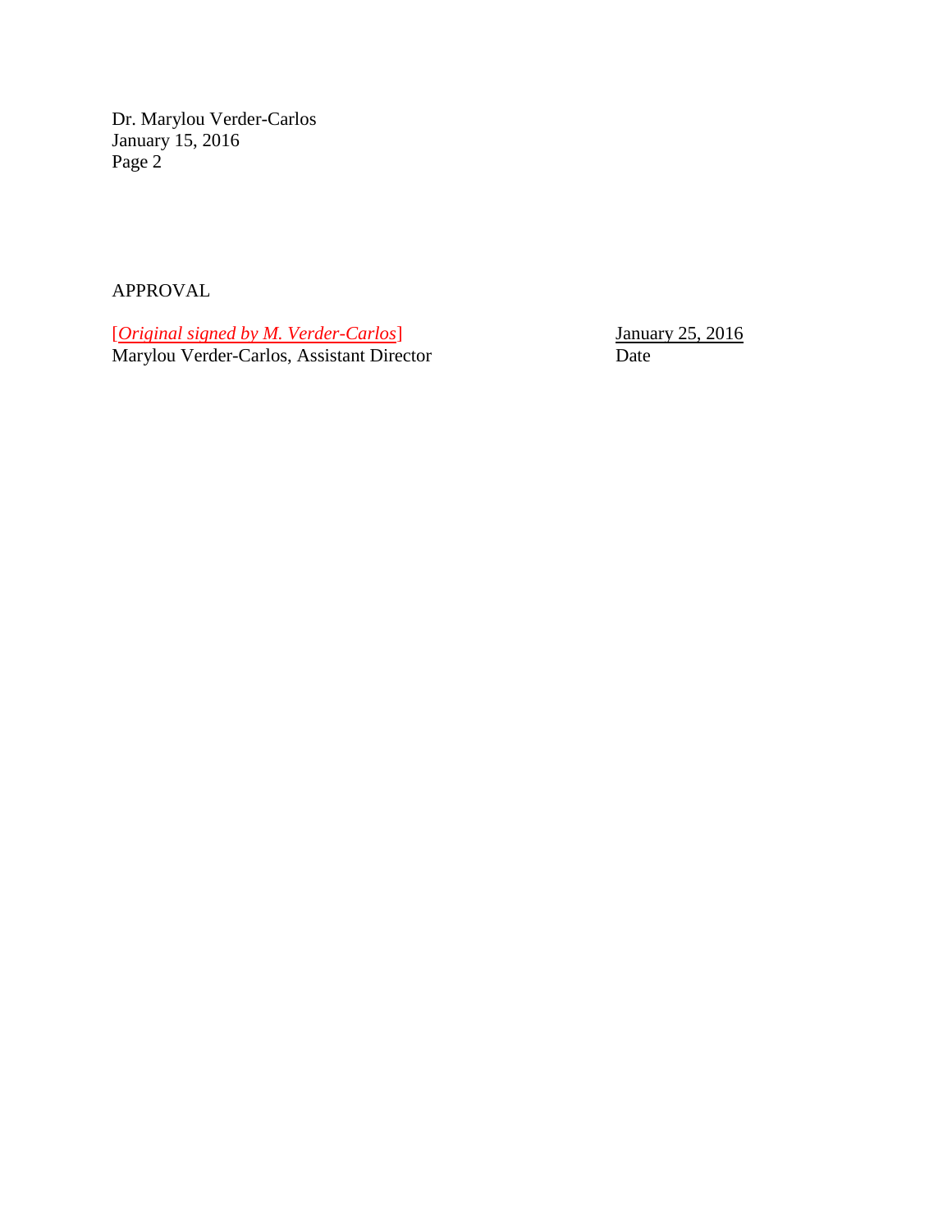APPROVAL

[*Original signed by M. Verder-Carlos*] January 25, 2016
Marylou Verder-Carlos, Assistant Director Date